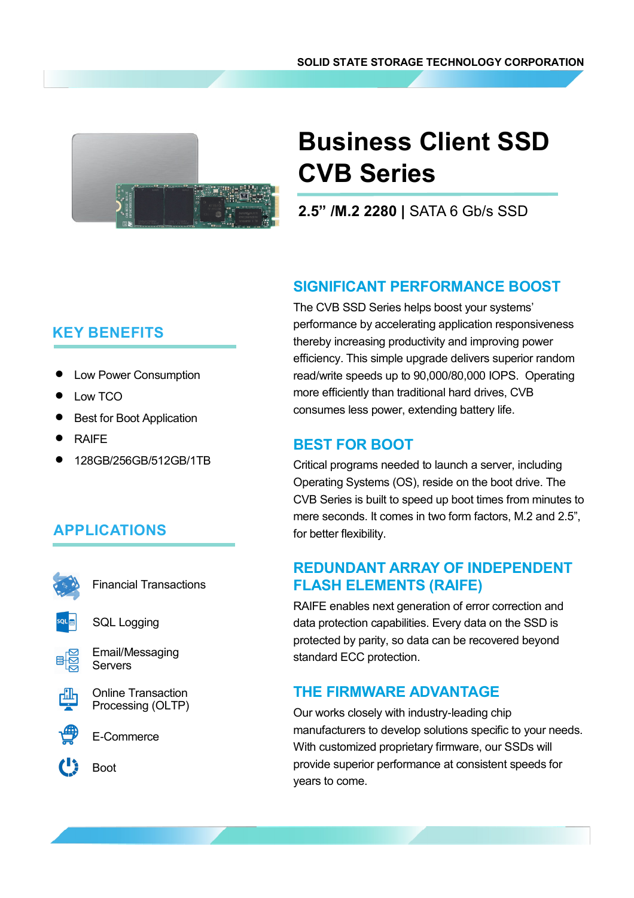SOLID STATE STORAGE TECHNOLOGY CORPORATION

# Business Client SSD CVB Series

**2.5" /M.2 2280 |** SATA 6 Gb/s SSD

## KEY BENEFITS

- Low Power Consumption
- Low TCO
- Best for Boot Application
- RAIFE
- 128GB/256GB/512GB/1TB

## APPLICATIONS

- Financial Transactions
- SQL Logging
- Email/Messaging Servers
- Online Transaction Processing (OLTP)
- E-Commerce
- Boot

## SIGNIFICANT PERFORMANCE BOOST

The CVB SSD Series helps boost your systems' performance by accelerating application responsiveness thereby increasing productivity and improving power efficiency. This simple upgrade delivers superior random read/write speeds up to 90,000/80,000 IOPS. Operating more efficiently than traditional hard drives, CVB consumes less power, extending battery life.

## BEST FOR BOOT

Critical programs needed to launch a server, including Operating Systems (OS), reside on the boot drive. The CVB Series is built to speed up boot times from minutes to mere seconds. It comes in two form factors, M.2 and 2.5", for better flexibility.

## REDUNDANT ARRAY OF INDEPENDENT FLASH ELEMENTS (RAIFE)

RAIFE enables next generation of error correction and data protection capabilities. Every data on the SSD is protected by parity, so data can be recovered beyond standard ECC protection.

## THE FIRMWARE ADVANTAGE

Our works closely with industry-leading chip manufacturers to develop solutions specific to your needs. With customized proprietary firmware, our SSDs will provide superior performance at consistent speeds for years to come.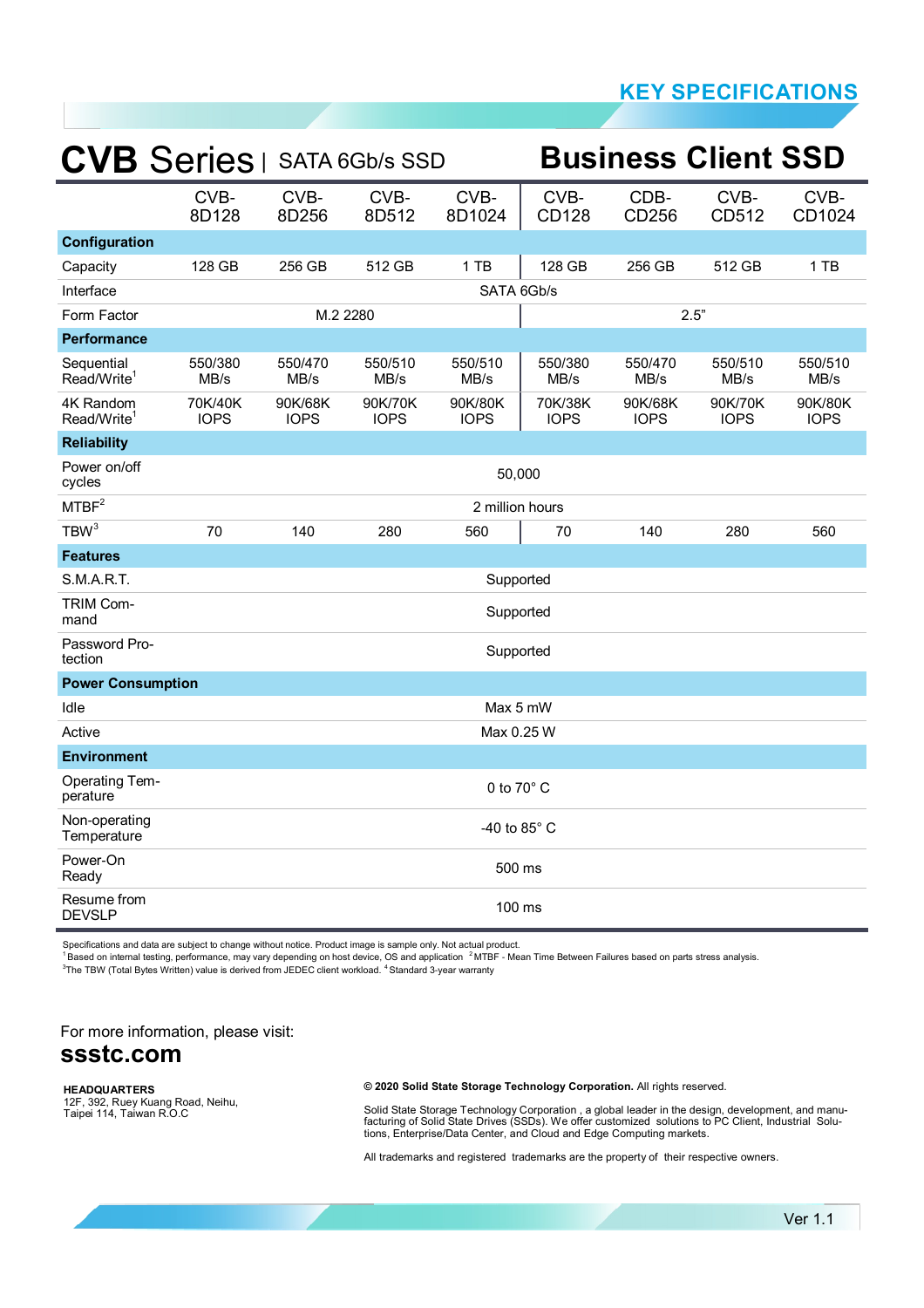## KEY SPECIFICATIONS

# CVB Series | SATA 6Gb/s SSD — Business Client SSD

| | CVB-8D128 | CVB-8D256 | CVB-8D512 | CVB-8D1024 | CVB-CD128 | CDB-CD256 | CVB-CD512 | CVB-CD1024 |
|---|---|---|---|---|---|---|---|---|
| **Configuration** | | | | | | | | |
| Capacity | 128 GB | 256 GB | 512 GB | 1 TB | 128 GB | 256 GB | 512 GB | 1 TB |
| Interface | SATA 6Gb/s | | | | | | | |
| Form Factor | M.2 2280 | | | | 2.5" | | | |
| **Performance** | | | | | | | | |
| Sequential Read/Write[1] | 550/380 MB/s | 550/470 MB/s | 550/510 MB/s | 550/510 MB/s | 550/380 MB/s | 550/470 MB/s | 550/510 MB/s | 550/510 MB/s |
| 4K Random Read/Write[1] | 70K/40K IOPS | 90K/68K IOPS | 90K/70K IOPS | 90K/80K IOPS | 70K/38K IOPS | 90K/68K IOPS | 90K/70K IOPS | 90K/80K IOPS |
| **Reliability** | | | | | | | | |
| Power on/off cycles | 50,000 | | | | | | | |
| MTBF[2] | 2 million hours | | | | | | | |
| TBW[3] | 70 | 140 | 280 | 560 | 70 | 140 | 280 | 560 |
| **Features** | | | | | | | | |
| S.M.A.R.T. | Supported | | | | | | | |
| TRIM Command | Supported | | | | | | | |
| Password Protection | Supported | | | | | | | |
| **Power Consumption** | | | | | | | | |
| Idle | Max 5 mW | | | | | | | |
| Active | Max 0.25 W | | | | | | | |
| **Environment** | | | | | | | | |
| Operating Temperature | 0 to 70° C | | | | | | | |
| Non-operating Temperature | -40 to 85° C | | | | | | | |
| Power-On Ready | 500 ms | | | | | | | |
| Resume from DEVSLP | 100 ms | | | | | | | |

Specifications and data are subject to change without notice. Product image is sample only. Not actual product.
[1] Based on internal testing, performance, may vary depending on host device, OS and application [2] MTBF - Mean Time Between Failures based on parts stress analysis.
[3] The TBW (Total Bytes Written) value is derived from JEDEC client workload. [4] Standard 3-year warranty

For more information, please visit:
**ssstc.com**

**HEADQUARTERS**
12F, 392, Ruey Kuang Road, Neihu,
Taipei 114, Taiwan R.O.C

**© 2020 Solid State Storage Technology Corporation.** All rights reserved.

Solid State Storage Technology Corporation , a global leader in the design, development, and manufacturing of Solid State Drives (SSDs). We offer customized solutions to PC Client, Industrial Solutions, Enterprise/Data Center, and Cloud and Edge Computing markets.

All trademarks and registered trademarks are the property of their respective owners.

Ver 1.1